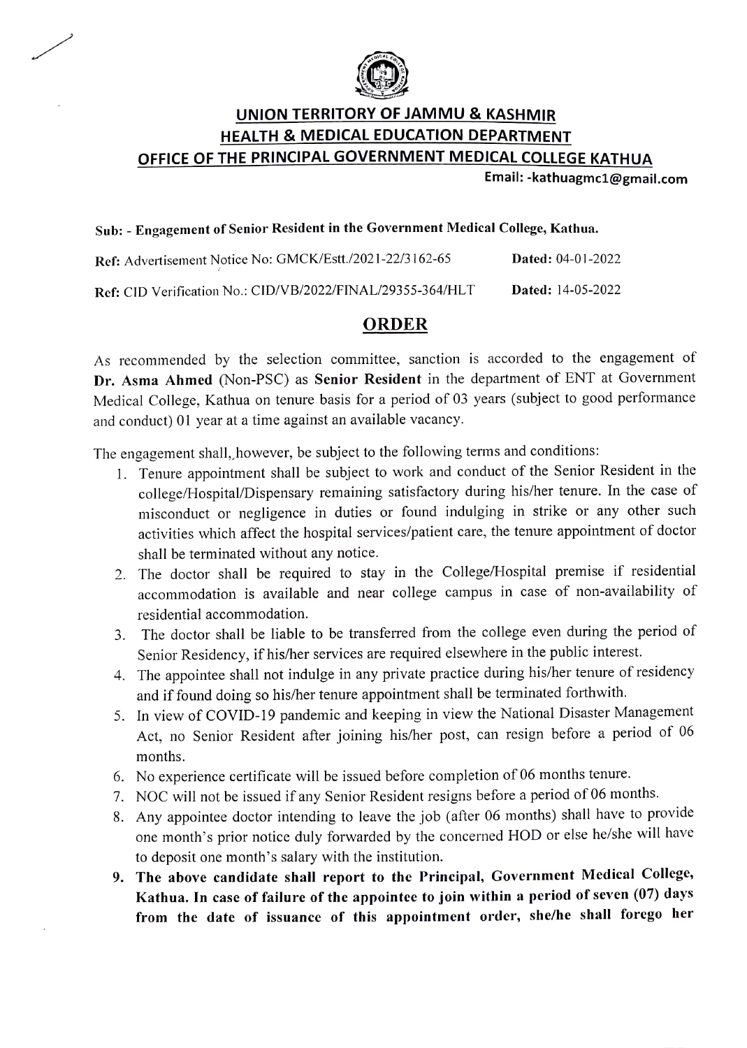## UNION TERRITORY OF JAMMU & KASHMIR
## HEALTH & MEDICAL EDUCATION DEPARTMENT
## OFFICE OF THE PRINCIPAL GOVERNMENT MEDICAL COLLEGE KATHUA

**Email: -kathuagmc1@gmail.com**

**Sub: - Engagement of Senior Resident in the Government Medical College, Kathua.**

**Ref:** Advertisement Notice No: GMCK/Estt./2021-22/3162-65 **Dated:** 04-01-2022

**Ref:** CID Verification No.: CID/VB/2022/FINAL/29355-364/HLT **Dated:** 14-05-2022

## ORDER

As recommended by the selection committee, sanction is accorded to the engagement of **Dr. Asma Ahmed** (Non-PSC) as **Senior Resident** in the department of ENT at Government Medical College, Kathua on tenure basis for a period of 03 years (subject to good performance and conduct) 01 year at a time against an available vacancy.

The engagement shall, however, be subject to the following terms and conditions:

1. Tenure appointment shall be subject to work and conduct of the Senior Resident in the college/Hospital/Dispensary remaining satisfactory during his/her tenure. In the case of misconduct or negligence in duties or found indulging in strike or any other such activities which affect the hospital services/patient care, the tenure appointment of doctor shall be terminated without any notice.
2. The doctor shall be required to stay in the College/Hospital premise if residential accommodation is available and near college campus in case of non-availability of residential accommodation.
3. The doctor shall be liable to be transferred from the college even during the period of Senior Residency, if his/her services are required elsewhere in the public interest.
4. The appointee shall not indulge in any private practice during his/her tenure of residency and if found doing so his/her tenure appointment shall be terminated forthwith.
5. In view of COVID-19 pandemic and keeping in view the National Disaster Management Act, no Senior Resident after joining his/her post, can resign before a period of 06 months.
6. No experience certificate will be issued before completion of 06 months tenure.
7. NOC will not be issued if any Senior Resident resigns before a period of 06 months.
8. Any appointee doctor intending to leave the job (after 06 months) shall have to provide one month's prior notice duly forwarded by the concerned HOD or else he/she will have to deposit one month's salary with the institution.
9. **The above candidate shall report to the Principal, Government Medical College, Kathua. In case of failure of the appointee to join within a period of seven (07) days from the date of issuance of this appointment order, she/he shall forego her**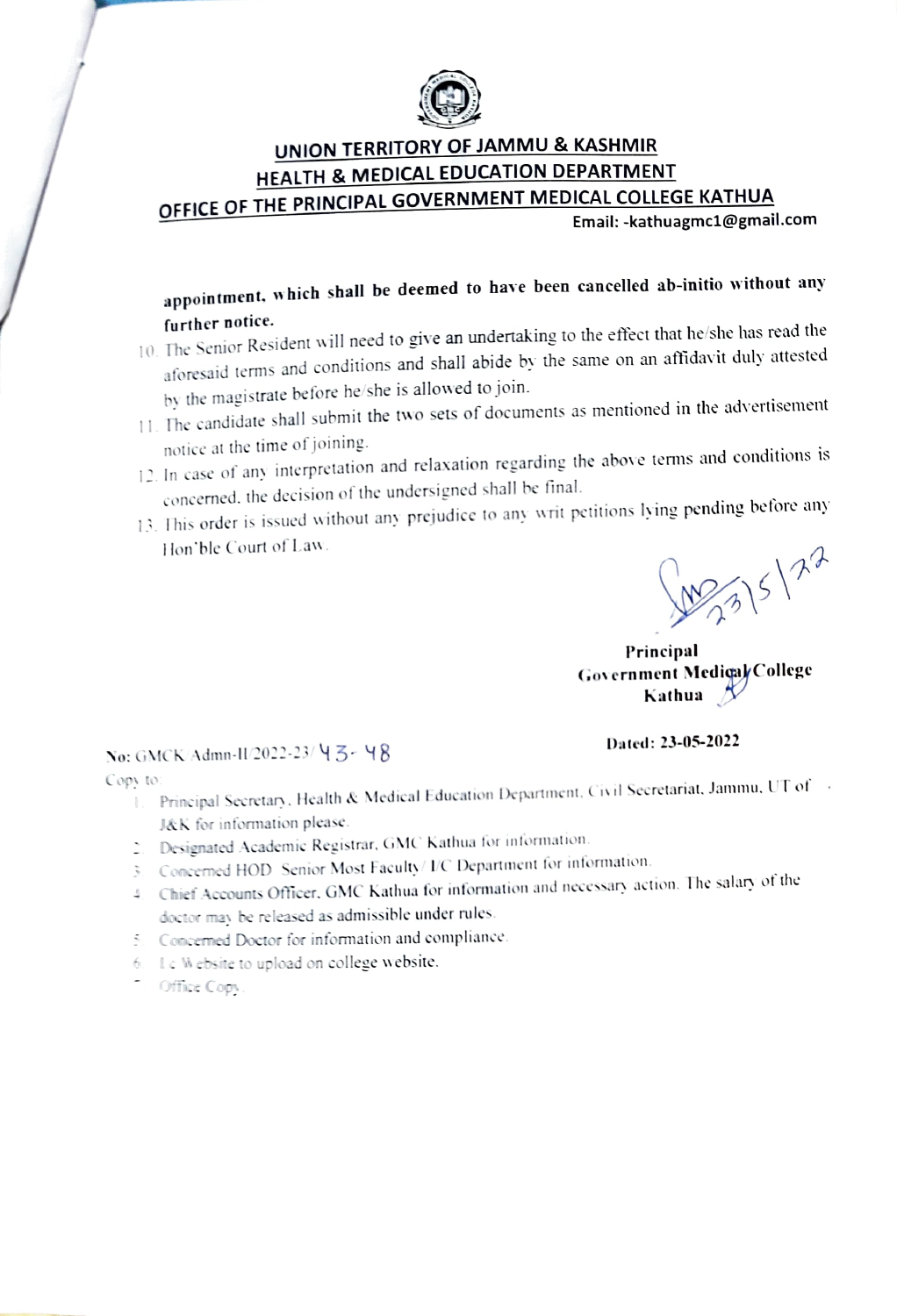## UNION TERRITORY OF JAMMU & KASHMIR
## HEALTH & MEDICAL EDUCATION DEPARTMENT
## OFFICE OF THE PRINCIPAL GOVERNMENT MEDICAL COLLEGE KATHUA

Email: -kathuagmc1@gmail.com

**appointment, which shall be deemed to have been cancelled ab-initio without any further notice.**

10. The Senior Resident will need to give an undertaking to the effect that he/she has read the aforesaid terms and conditions and shall abide by the same on an affidavit duly attested by the magistrate before he/she is allowed to join.
11. The candidate shall submit the two sets of documents as mentioned in the advertisement notice at the time of joining.
12. In case of any interpretation and relaxation regarding the above terms and conditions is concerned, the decision of the undersigned shall be final.
13. This order is issued without any prejudice to any writ petitions lying pending before any Hon'ble Court of Law.

23/5/22

**Principal**
**Government Medical College**
**Kathua**

**No:** GMCK/Admn-II/2022-23/ 43-48

**Dated: 23-05-2022**

Copy to:

1. Principal Secretary, Health & Medical Education Department, Civil Secretariat, Jammu, UT of J&K for information please.
2. Designated Academic Registrar, GMC Kathua for information.
3. Concerned HOD/ Senior Most Faculty/ I/C Department for information.
4. Chief Accounts Officer, GMC Kathua for information and necessary action. The salary of the doctor may be released as admissible under rules.
5. Concerned Doctor for information and compliance.
6. I/c Website to upload on college website.
7. Office Copy.